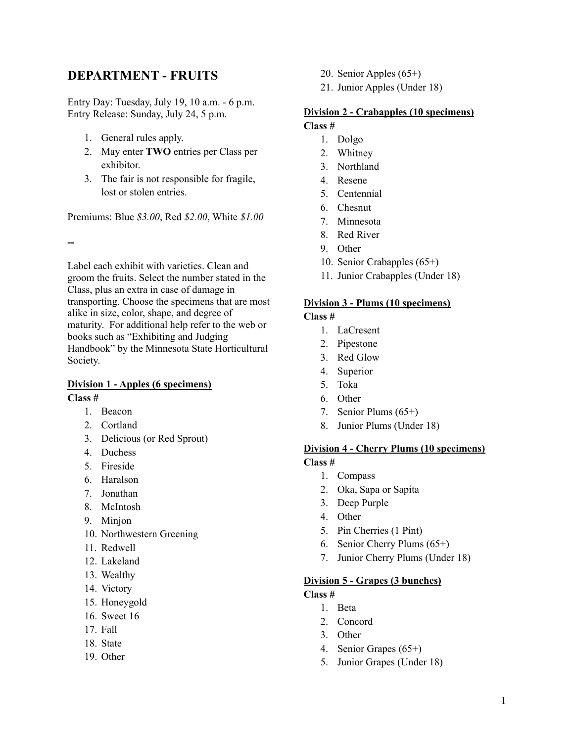# DEPARTMENT - FRUITS

Entry Day: Tuesday, July 19, 10 a.m. - 6 p.m.
Entry Release: Sunday, July 24, 5 p.m.

1. General rules apply.
2. May enter **TWO** entries per Class per exhibitor.
3. The fair is not responsible for fragile, lost or stolen entries.

Premiums: Blue *$3.00*, Red *$2.00*, White *$1.00*

--

Label each exhibit with varieties. Clean and groom the fruits. Select the number stated in the Class, plus an extra in case of damage in transporting. Choose the specimens that are most alike in size, color, shape, and degree of maturity. For additional help refer to the web or books such as "Exhibiting and Judging Handbook" by the Minnesota State Horticultural Society.

**Division 1 - Apples (6 specimens)**

**Class #**

1. Beacon
2. Cortland
3. Delicious (or Red Sprout)
4. Duchess
5. Fireside
6. Haralson
7. Jonathan
8. McIntosh
9. Minjon
10. Northwestern Greening
11. Redwell
12. Lakeland
13. Wealthy
14. Victory
15. Honeygold
16. Sweet 16
17. Fall
18. State
19. Other
20. Senior Apples (65+)
21. Junior Apples (Under 18)

**Division 2 - Crabapples (10 specimens)**

**Class #**

1. Dolgo
2. Whitney
3. Northland
4. Resene
5. Centennial
6. Chesnut
7. Minnesota
8. Red River
9. Other
10. Senior Crabapples (65+)
11. Junior Crabapples (Under 18)

**Division 3 - Plums (10 specimens)**

**Class #**

1. LaCresent
2. Pipestone
3. Red Glow
4. Superior
5. Toka
6. Other
7. Senior Plums (65+)
8. Junior Plums (Under 18)

**Division 4 - Cherry Plums (10 specimens)**

**Class #**

1. Compass
2. Oka, Sapa or Sapita
3. Deep Purple
4. Other
5. Pin Cherries (1 Pint)
6. Senior Cherry Plums (65+)
7. Junior Cherry Plums (Under 18)

**Division 5 - Grapes (3 bunches)**

**Class #**

1. Beta
2. Concord
3. Other
4. Senior Grapes (65+)
5. Junior Grapes (Under 18)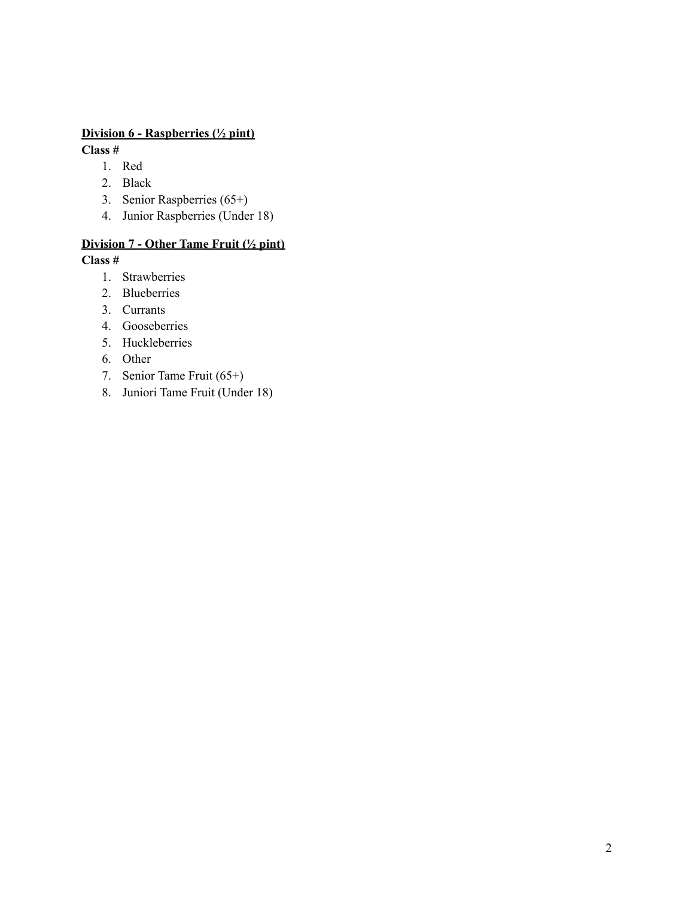**<u>Division 6 - Raspberries (½ pint)</u>**

**Class #**

1. Red
2. Black
3. Senior Raspberries (65+)
4. Junior Raspberries (Under 18)

**<u>Division 7 - Other Tame Fruit (½ pint)</u>**

**Class #**

1. Strawberries
2. Blueberries
3. Currants
4. Gooseberries
5. Huckleberries
6. Other
7. Senior Tame Fruit (65+)
8. Juniori Tame Fruit (Under 18)